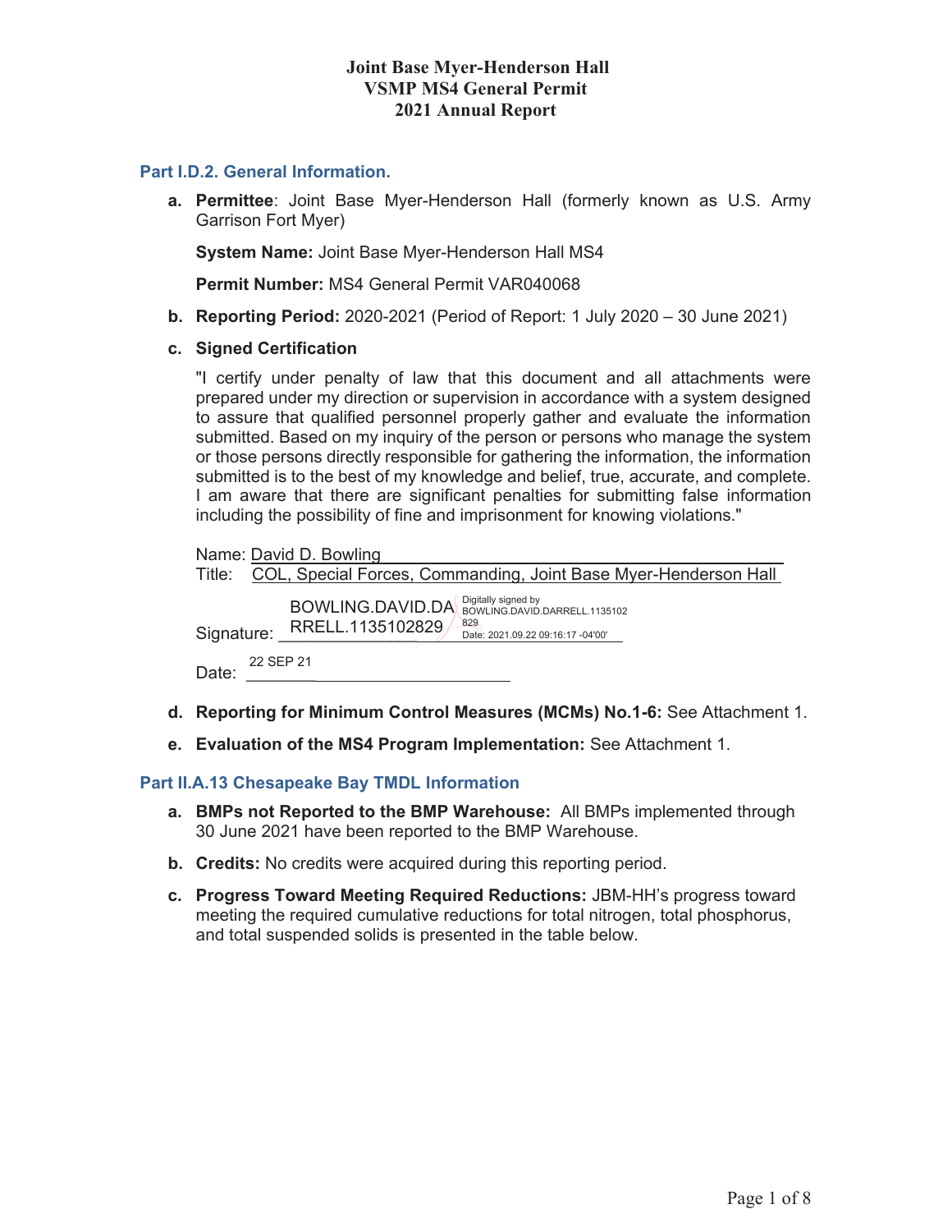# Joint Base Myer-Henderson Hall
# VSMP MS4 General Permit
# 2021 Annual Report

## Part I.D.2. General Information.

**a. Permittee**: Joint Base Myer-Henderson Hall (formerly known as U.S. Army Garrison Fort Myer)

**System Name:** Joint Base Myer-Henderson Hall MS4

**Permit Number:** MS4 General Permit VAR040068

**b. Reporting Period:** 2020-2021 (Period of Report: 1 July 2020 – 30 June 2021)

**c. Signed Certification**

"I certify under penalty of law that this document and all attachments were prepared under my direction or supervision in accordance with a system designed to assure that qualified personnel properly gather and evaluate the information submitted. Based on my inquiry of the person or persons who manage the system or those persons directly responsible for gathering the information, the information submitted is to the best of my knowledge and belief, true, accurate, and complete. I am aware that there are significant penalties for submitting false information including the possibility of fine and imprisonment for knowing violations."

Name: David D. Bowling

Title: COL, Special Forces, Commanding, Joint Base Myer-Henderson Hall

Signature: BOWLING.DAVID.DARRELL.1135102829 Digitally signed by BOWLING.DAVID.DARRELL.1135102829 Date: 2021.09.22 09:16:17 -04'00'

Date: 22 SEP 21

**d. Reporting for Minimum Control Measures (MCMs) No.1-6:** See Attachment 1.

**e. Evaluation of the MS4 Program Implementation:** See Attachment 1.

## Part II.A.13 Chesapeake Bay TMDL Information

**a. BMPs not Reported to the BMP Warehouse:** All BMPs implemented through 30 June 2021 have been reported to the BMP Warehouse.

**b. Credits:** No credits were acquired during this reporting period.

**c. Progress Toward Meeting Required Reductions:** JBM-HH's progress toward meeting the required cumulative reductions for total nitrogen, total phosphorus, and total suspended solids is presented in the table below.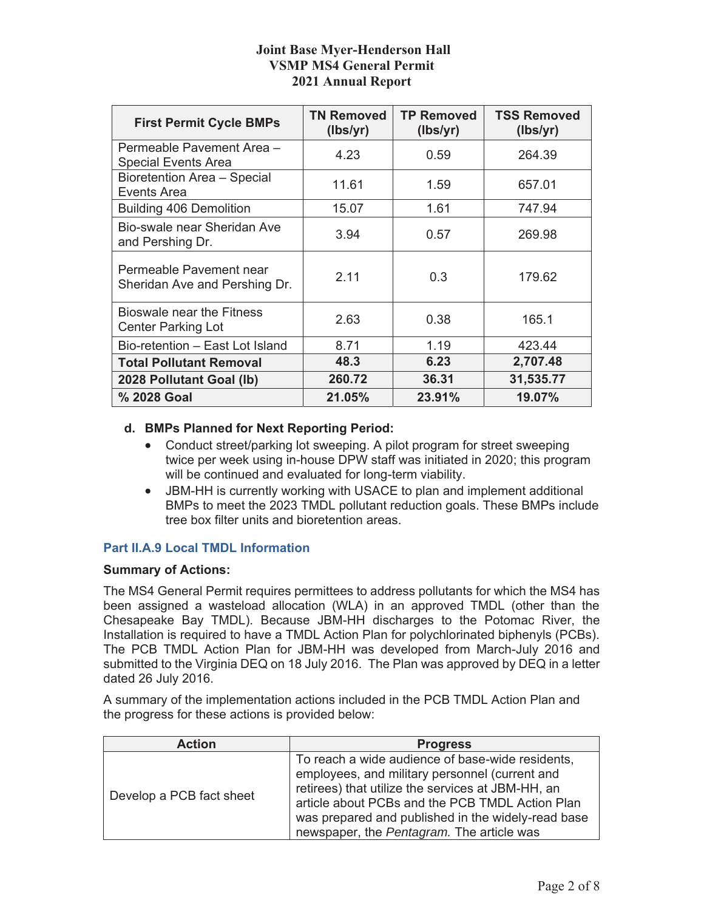| First Permit Cycle BMPs | TN Removed (lbs/yr) | TP Removed (lbs/yr) | TSS Removed (lbs/yr) |
|---|---|---|---|
| Permeable Pavement Area – Special Events Area | 4.23 | 0.59 | 264.39 |
| Bioretention Area – Special Events Area | 11.61 | 1.59 | 657.01 |
| Building 406 Demolition | 15.07 | 1.61 | 747.94 |
| Bio-swale near Sheridan Ave and Pershing Dr. | 3.94 | 0.57 | 269.98 |
| Permeable Pavement near Sheridan Ave and Pershing Dr. | 2.11 | 0.3 | 179.62 |
| Bioswale near the Fitness Center Parking Lot | 2.63 | 0.38 | 165.1 |
| Bio-retention – East Lot Island | 8.71 | 1.19 | 423.44 |
| **Total Pollutant Removal** | **48.3** | **6.23** | **2,707.48** |
| **2028 Pollutant Goal (lb)** | **260.72** | **36.31** | **31,535.77** |
| **% 2028 Goal** | **21.05%** | **23.91%** | **19.07%** |

**d. BMPs Planned for Next Reporting Period:**

- Conduct street/parking lot sweeping. A pilot program for street sweeping twice per week using in-house DPW staff was initiated in 2020; this program will be continued and evaluated for long-term viability.
- JBM-HH is currently working with USACE to plan and implement additional BMPs to meet the 2023 TMDL pollutant reduction goals. These BMPs include tree box filter units and bioretention areas.

### Part II.A.9 Local TMDL Information

**Summary of Actions:**

The MS4 General Permit requires permittees to address pollutants for which the MS4 has been assigned a wasteload allocation (WLA) in an approved TMDL (other than the Chesapeake Bay TMDL). Because JBM-HH discharges to the Potomac River, the Installation is required to have a TMDL Action Plan for polychlorinated biphenyls (PCBs). The PCB TMDL Action Plan for JBM-HH was developed from March-July 2016 and submitted to the Virginia DEQ on 18 July 2016. The Plan was approved by DEQ in a letter dated 26 July 2016.

A summary of the implementation actions included in the PCB TMDL Action Plan and the progress for these actions is provided below:

| Action | Progress |
|---|---|
| Develop a PCB fact sheet | To reach a wide audience of base-wide residents, employees, and military personnel (current and retirees) that utilize the services at JBM-HH, an article about PCBs and the PCB TMDL Action Plan was prepared and published in the widely-read base newspaper, the *Pentagram.* The article was |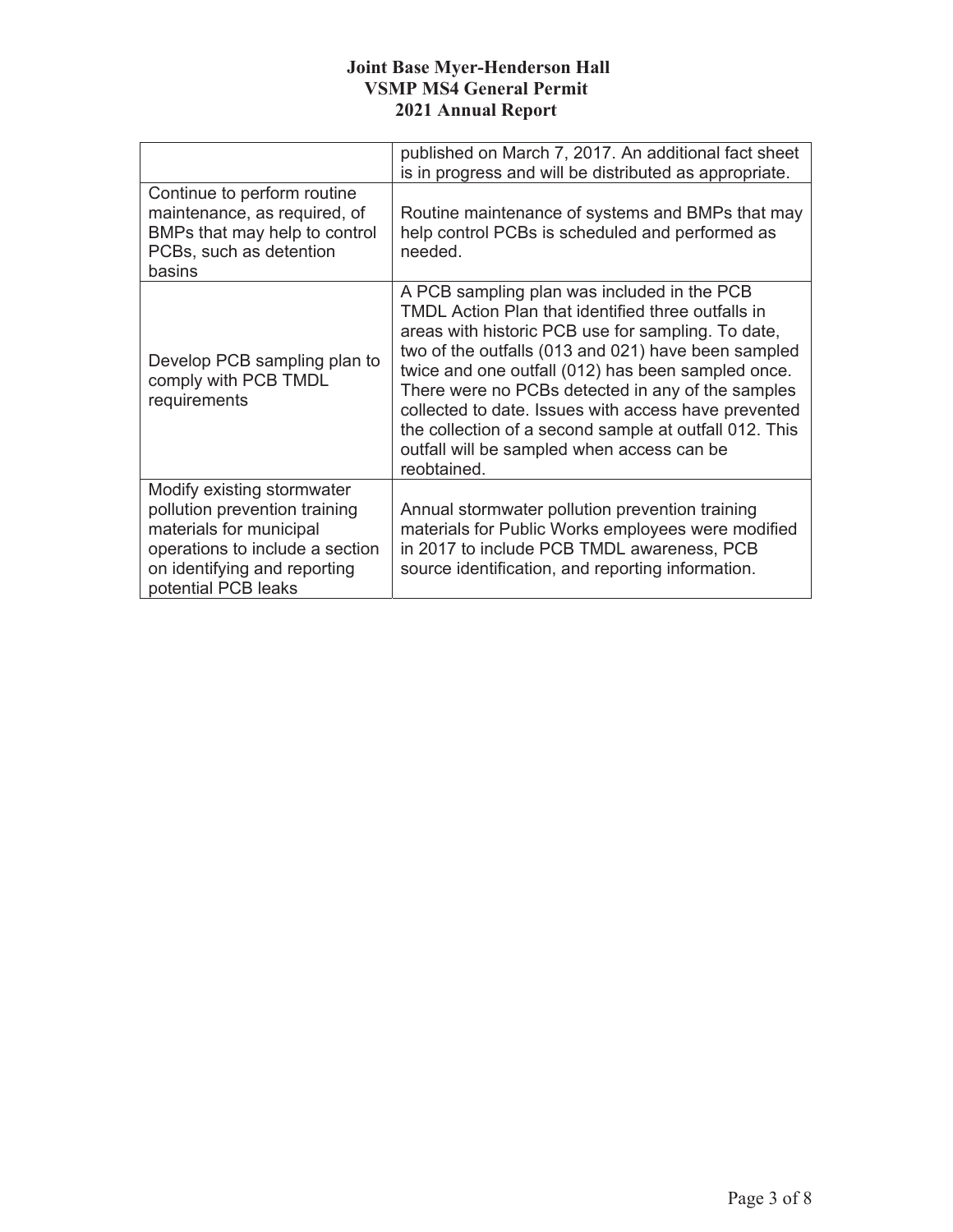| | |
|---|---|
| | published on March 7, 2017. An additional fact sheet is in progress and will be distributed as appropriate. |
| Continue to perform routine maintenance, as required, of BMPs that may help to control PCBs, such as detention basins | Routine maintenance of systems and BMPs that may help control PCBs is scheduled and performed as needed. |
| Develop PCB sampling plan to comply with PCB TMDL requirements | A PCB sampling plan was included in the PCB TMDL Action Plan that identified three outfalls in areas with historic PCB use for sampling. To date, two of the outfalls (013 and 021) have been sampled twice and one outfall (012) has been sampled once. There were no PCBs detected in any of the samples collected to date. Issues with access have prevented the collection of a second sample at outfall 012. This outfall will be sampled when access can be reobtained. |
| Modify existing stormwater pollution prevention training materials for municipal operations to include a section on identifying and reporting potential PCB leaks | Annual stormwater pollution prevention training materials for Public Works employees were modified in 2017 to include PCB TMDL awareness, PCB source identification, and reporting information. |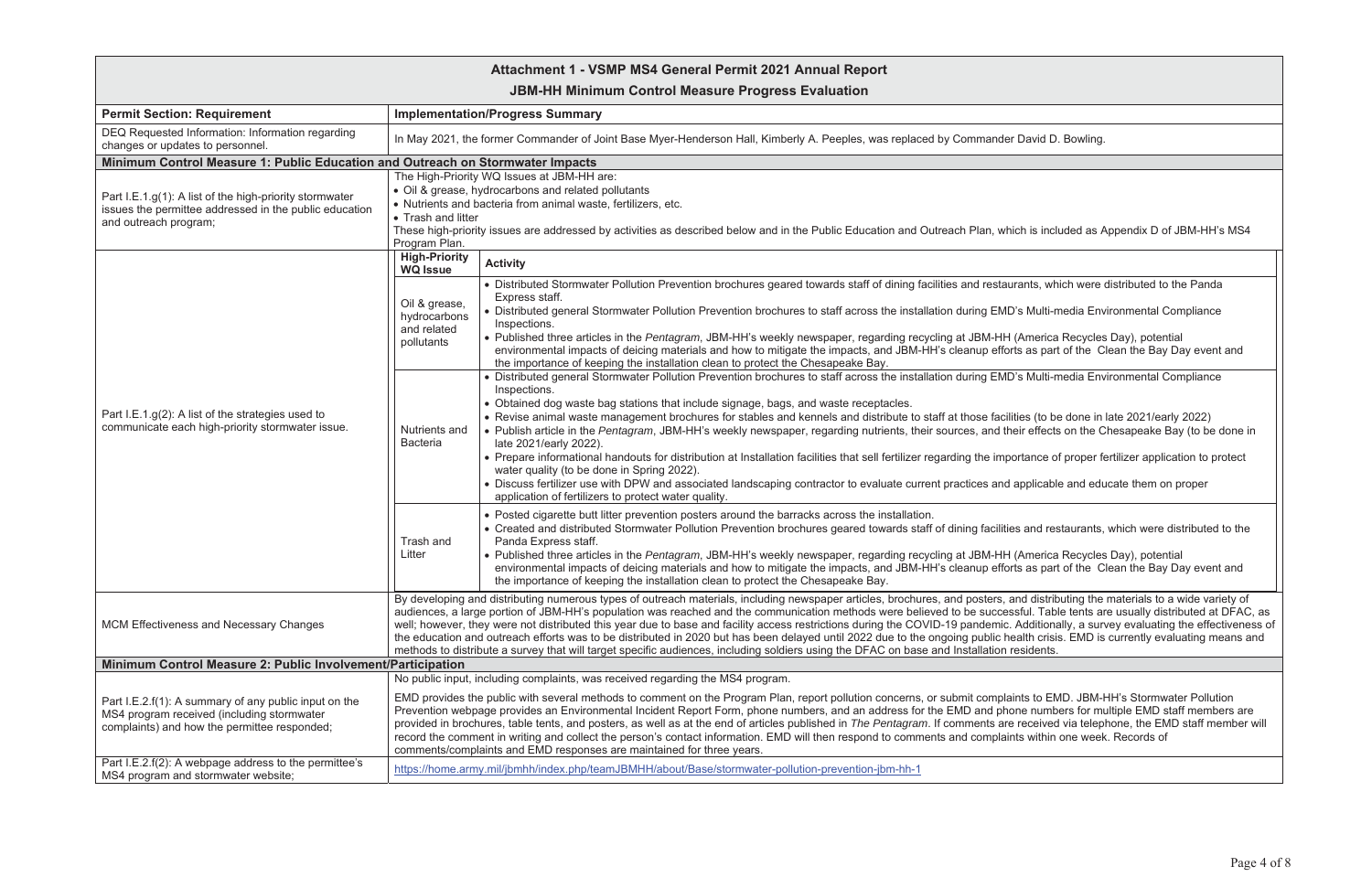**Attachment 1 - VSMP MS4 General Permit 2021 Annual Report**

**JBM-HH Minimum Control Measure Progress Evaluation**

| Permit Section: Requirement | Implementation/Progress Summary | |
|---|---|---|
| DEQ Requested Information: Information regarding changes or updates to personnel. | In May 2021, the former Commander of Joint Base Myer-Henderson Hall, Kimberly A. Peeples, was replaced by Commander David D. Bowling. | |
| **Minimum Control Measure 1: Public Education and Outreach on Stormwater Impacts** | | |
| Part I.E.1.g(1): A list of the high-priority stormwater issues the permittee addressed in the public education and outreach program; | The High-Priority WQ Issues at JBM-HH are:<br>• Oil & grease, hydrocarbons and related pollutants<br>• Nutrients and bacteria from animal waste, fertilizers, etc.<br>• Trash and litter<br>These high-priority issues are addressed by activities as described below and in the Public Education and Outreach Plan, which is included as Appendix D of JBM-HH's MS4 Program Plan. | |
| Part I.E.1.g(2): A list of the strategies used to communicate each high-priority stormwater issue. | **High-Priority WQ Issue** | **Activity** |
| | Oil & grease, hydrocarbons and related pollutants | • Distributed Stormwater Pollution Prevention brochures geared towards staff of dining facilities and restaurants, which were distributed to the Panda Express staff.<br>• Distributed general Stormwater Pollution Prevention brochures to staff across the installation during EMD's Multi-media Environmental Compliance Inspections.<br>• Published three articles in the *Pentagram*, JBM-HH's weekly newspaper, regarding recycling at JBM-HH (America Recycles Day), potential environmental impacts of deicing materials and how to mitigate the impacts, and JBM-HH's cleanup efforts as part of the Clean the Bay Day event and the importance of keeping the installation clean to protect the Chesapeake Bay. |
| | Nutrients and Bacteria | • Distributed general Stormwater Pollution Prevention brochures to staff across the installation during EMD's Multi-media Environmental Compliance Inspections.<br>• Obtained dog waste bag stations that include signage, bags, and waste receptacles.<br>• Revise animal waste management brochures for stables and kennels and distribute to staff at those facilities (to be done in late 2021/early 2022)<br>• Publish article in the *Pentagram*, JBM-HH's weekly newspaper, regarding nutrients, their sources, and their effects on the Chesapeake Bay (to be done in late 2021/early 2022).<br>• Prepare informational handouts for distribution at Installation facilities that sell fertilizer regarding the importance of proper fertilizer application to protect water quality (to be done in Spring 2022).<br>• Discuss fertilizer use with DPW and associated landscaping contractor to evaluate current practices and applicable and educate them on proper application of fertilizers to protect water quality. |
| | Trash and Litter | • Posted cigarette butt litter prevention posters around the barracks across the installation.<br>• Created and distributed Stormwater Pollution Prevention brochures geared towards staff of dining facilities and restaurants, which were distributed to the Panda Express staff.<br>• Published three articles in the *Pentagram*, JBM-HH's weekly newspaper, regarding recycling at JBM-HH (America Recycles Day), potential environmental impacts of deicing materials and how to mitigate the impacts, and JBM-HH's cleanup efforts as part of the Clean the Bay Day event and the importance of keeping the installation clean to protect the Chesapeake Bay. |
| MCM Effectiveness and Necessary Changes | By developing and distributing numerous types of outreach materials, including newspaper articles, brochures, and posters, and distributing the materials to a wide variety of audiences, a large portion of JBM-HH's population was reached and the communication methods were believed to be successful. Table tents are usually distributed at DFAC, as well; however, they were not distributed this year due to base and facility access restrictions during the COVID-19 pandemic. Additionally, a survey evaluating the effectiveness of the education and outreach efforts was to be distributed in 2020 but has been delayed until 2022 due to the ongoing public health crisis. EMD is currently evaluating means and methods to distribute a survey that will target specific audiences, including soldiers using the DFAC on base and Installation residents. | |
| **Minimum Control Measure 2: Public Involvement/Participation** | | |
| Part I.E.2.f(1): A summary of any public input on the MS4 program received (including stormwater complaints) and how the permittee responded; | No public input, including complaints, was received regarding the MS4 program.<br><br>EMD provides the public with several methods to comment on the Program Plan, report pollution concerns, or submit complaints to EMD. JBM-HH's Stormwater Pollution Prevention webpage provides an Environmental Incident Report Form, phone numbers, and an address for the EMD and phone numbers for multiple EMD staff members are provided in brochures, table tents, and posters, as well as at the end of articles published in *The Pentagram*. If comments are received via telephone, the EMD staff member will record the comment in writing and collect the person's contact information. EMD will then respond to comments and complaints within one week. Records of comments/complaints and EMD responses are maintained for three years. | |
| Part I.E.2.f(2): A webpage address to the permittee's MS4 program and stormwater website; | https://home.army.mil/jbmhh/index.php/teamJBMHH/about/Base/stormwater-pollution-prevention-jbm-hh-1 | |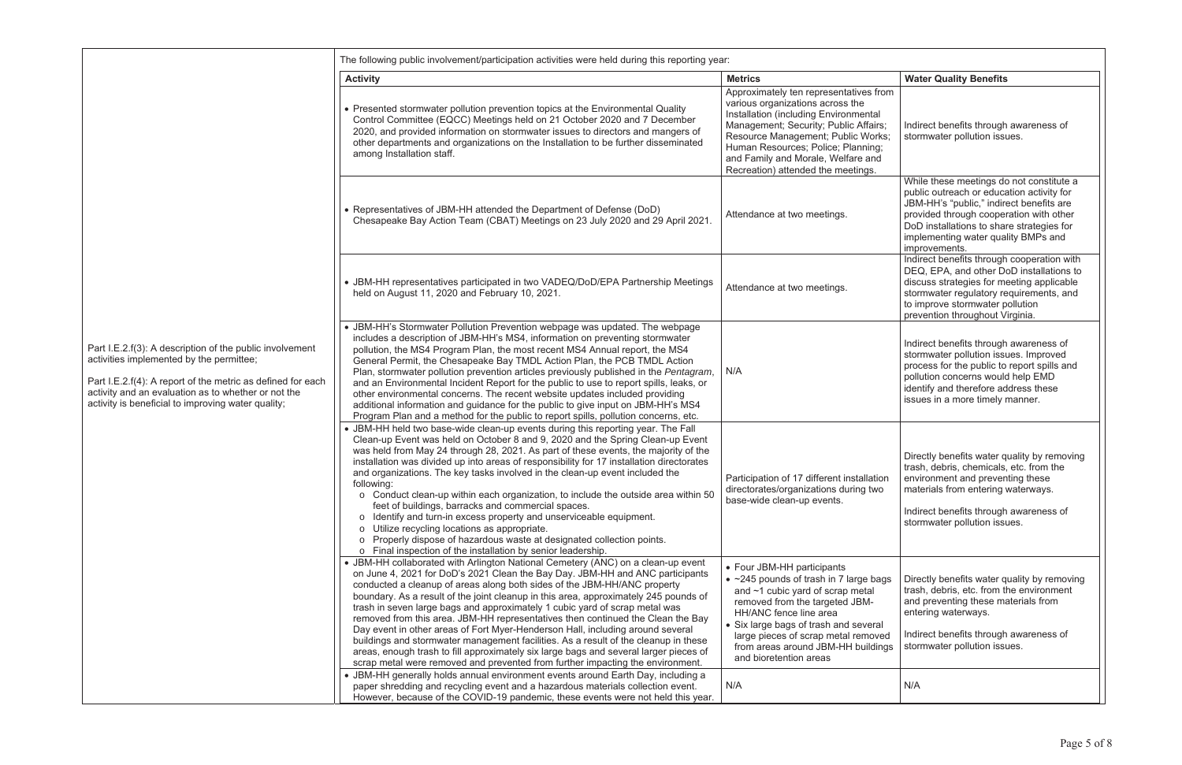| | | | |
|---|---|---|---|
| Part I.E.2.f(3): A description of the public involvement activities implemented by the permittee;<br><br>Part I.E.2.f(4): A report of the metric as defined for each activity and an evaluation as to whether or not the activity is beneficial to improving water quality; | The following public involvement/participation activities were held during this reporting year: | | |
| | **Activity** | **Metrics** | **Water Quality Benefits** |
| | • Presented stormwater pollution prevention topics at the Environmental Quality Control Committee (EQCC) Meetings held on 21 October 2020 and 7 December 2020, and provided information on stormwater issues to directors and mangers of other departments and organizations on the Installation to be further disseminated among Installation staff. | Approximately ten representatives from various organizations across the Installation (including Environmental Management; Security; Public Affairs; Resource Management; Public Works; Human Resources; Police; Planning; and Family and Morale, Welfare and Recreation) attended the meetings. | Indirect benefits through awareness of stormwater pollution issues. |
| | • Representatives of JBM-HH attended the Department of Defense (DoD) Chesapeake Bay Action Team (CBAT) Meetings on 23 July 2020 and 29 April 2021. | Attendance at two meetings. | While these meetings do not constitute a public outreach or education activity for JBM-HH's "public," indirect benefits are provided through cooperation with other DoD installations to share strategies for implementing water quality BMPs and improvements. |
| | • JBM-HH representatives participated in two VADEQ/DoD/EPA Partnership Meetings held on August 11, 2020 and February 10, 2021. | Attendance at two meetings. | Indirect benefits through cooperation with DEQ, EPA, and other DoD installations to discuss strategies for meeting applicable stormwater regulatory requirements, and to improve stormwater pollution prevention throughout Virginia. |
| | • JBM-HH's Stormwater Pollution Prevention webpage was updated. The webpage includes a description of JBM-HH's MS4, information on preventing stormwater pollution, the MS4 Program Plan, the most recent MS4 Annual report, the MS4 General Permit, the Chesapeake Bay TMDL Action Plan, the PCB TMDL Action Plan, stormwater pollution prevention articles previously published in the *Pentagram*, and an Environmental Incident Report for the public to use to report spills, leaks, or other environmental concerns. The recent website updates included providing additional information and guidance for the public to give input on JBM-HH's MS4 Program Plan and a method for the public to report spills, pollution concerns, etc. | N/A | Indirect benefits through awareness of stormwater pollution issues. Improved process for the public to report spills and pollution concerns would help EMD identify and therefore address these issues in a more timely manner. |
| | • JBM-HH held two base-wide clean-up events during this reporting year. The Fall Clean-up Event was held on October 8 and 9, 2020 and the Spring Clean-up Event was held from May 24 through 28, 2021. As part of these events, the majority of the installation was divided up into areas of responsibility for 17 installation directorates and organizations. The key tasks involved in the clean-up event included the following:<br>o Conduct clean-up within each organization, to include the outside area within 50 feet of buildings, barracks and commercial spaces.<br>o Identify and turn-in excess property and unserviceable equipment.<br>o Utilize recycling locations as appropriate.<br>o Properly dispose of hazardous waste at designated collection points.<br>o Final inspection of the installation by senior leadership. | Participation of 17 different installation directorates/organizations during two base-wide clean-up events. | Directly benefits water quality by removing trash, debris, chemicals, etc. from the environment and preventing these materials from entering waterways.<br><br>Indirect benefits through awareness of stormwater pollution issues. |
| | • JBM-HH collaborated with Arlington National Cemetery (ANC) on a clean-up event on June 4, 2021 for DoD's 2021 Clean the Bay Day. JBM-HH and ANC participants conducted a cleanup of areas along both sides of the JBM-HH/ANC property boundary. As a result of the joint cleanup in this area, approximately 245 pounds of trash in seven large bags and approximately 1 cubic yard of scrap metal was removed from this area. JBM-HH representatives then continued the Clean the Bay Day event in other areas of Fort Myer-Henderson Hall, including around several buildings and stormwater management facilities. As a result of the cleanup in these areas, enough trash to fill approximately six large bags and several larger pieces of scrap metal were removed and prevented from further impacting the environment. | • Four JBM-HH participants<br>• ~245 pounds of trash in 7 large bags and ~1 cubic yard of scrap metal removed from the targeted JBM-HH/ANC fence line area<br>• Six large bags of trash and several large pieces of scrap metal removed from areas around JBM-HH buildings and bioretention areas | Directly benefits water quality by removing trash, debris, etc. from the environment and preventing these materials from entering waterways.<br><br>Indirect benefits through awareness of stormwater pollution issues. |
| | • JBM-HH generally holds annual environment events around Earth Day, including a paper shredding and recycling event and a hazardous materials collection event. However, because of the COVID-19 pandemic, these events were not held this year. | N/A | N/A |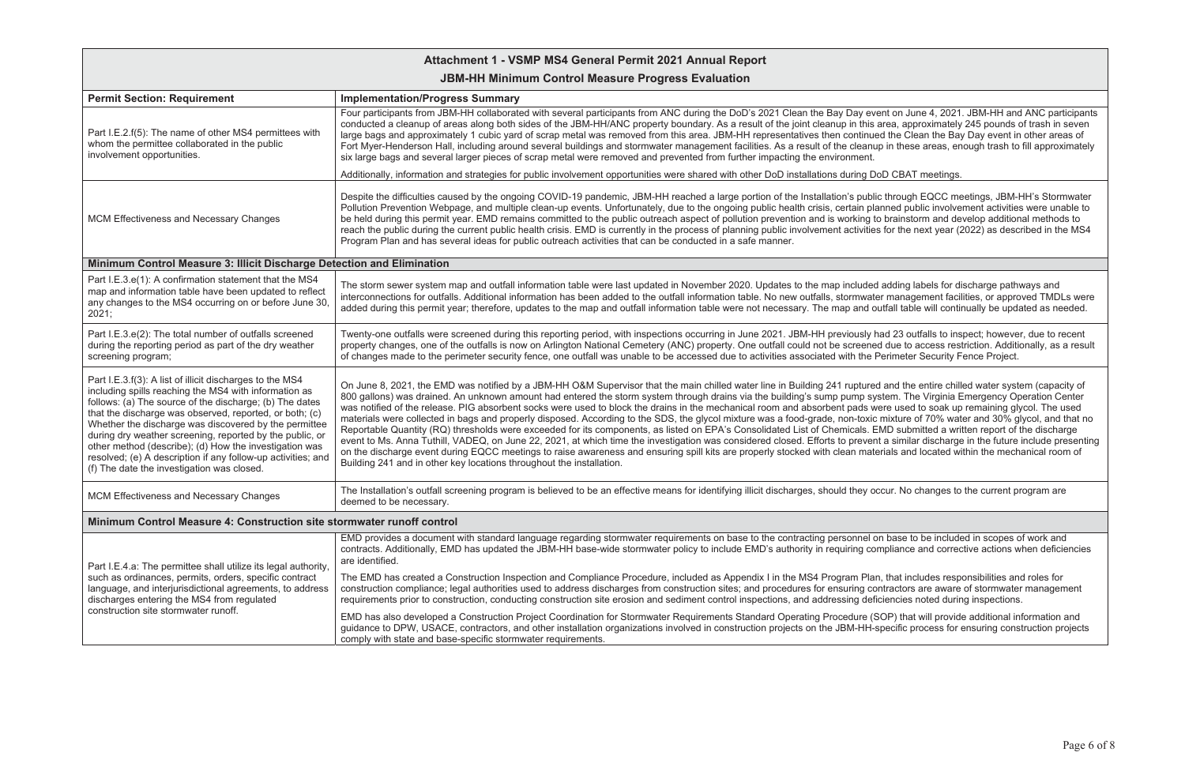## Attachment 1 - VSMP MS4 General Permit 2021 Annual Report

### JBM-HH Minimum Control Measure Progress Evaluation

| Permit Section: Requirement | Implementation/Progress Summary |
|---|---|
| Part I.E.2.f(5): The name of other MS4 permittees with whom the permittee collaborated in the public involvement opportunities. | Four participants from JBM-HH collaborated with several participants from ANC during the DoD's 2021 Clean the Bay Day event on June 4, 2021. JBM-HH and ANC participants conducted a cleanup of areas along both sides of the JBM-HH/ANC property boundary. As a result of the joint cleanup in this area, approximately 245 pounds of trash in seven large bags and approximately 1 cubic yard of scrap metal was removed from this area. JBM-HH representatives then continued the Clean the Bay Day event in other areas of Fort Myer-Henderson Hall, including around several buildings and stormwater management facilities. As a result of the cleanup in these areas, enough trash to fill approximately six large bags and several larger pieces of scrap metal were removed and prevented from further impacting the environment.<br><br>Additionally, information and strategies for public involvement opportunities were shared with other DoD installations during DoD CBAT meetings. |
| MCM Effectiveness and Necessary Changes | Despite the difficulties caused by the ongoing COVID-19 pandemic, JBM-HH reached a large portion of the Installation's public through EQCC meetings, JBM-HH's Stormwater Pollution Prevention Webpage, and multiple clean-up events. Unfortunately, due to the ongoing public health crisis, certain planned public involvement activities were unable to be held during this permit year. EMD remains committed to the public outreach aspect of pollution prevention and is working to brainstorm and develop additional methods to reach the public during the current public health crisis. EMD is currently in the process of planning public involvement activities for the next year (2022) as described in the MS4 Program Plan and has several ideas for public outreach activities that can be conducted in a safe manner. |
| **Minimum Control Measure 3: Illicit Discharge Detection and Elimination** | |
| Part I.E.3.e(1): A confirmation statement that the MS4 map and information table have been updated to reflect any changes to the MS4 occurring on or before June 30, 2021; | The storm sewer system map and outfall information table were last updated in November 2020. Updates to the map included adding labels for discharge pathways and interconnections for outfalls. Additional information has been added to the outfall information table. No new outfalls, stormwater management facilities, or approved TMDLs were added during this permit year; therefore, updates to the map and outfall information table were not necessary. The map and outfall table will continually be updated as needed. |
| Part I.E.3.e(2): The total number of outfalls screened during the reporting period as part of the dry weather screening program; | Twenty-one outfalls were screened during this reporting period, with inspections occurring in June 2021. JBM-HH previously had 23 outfalls to inspect; however, due to recent property changes, one of the outfalls is now on Arlington National Cemetery (ANC) property. One outfall could not be screened due to access restriction. Additionally, as a result of changes made to the perimeter security fence, one outfall was unable to be accessed due to activities associated with the Perimeter Security Fence Project. |
| Part I.E.3.f(3): A list of illicit discharges to the MS4 including spills reaching the MS4 with information as follows: (a) The source of the discharge; (b) The dates that the discharge was observed, reported, or both; (c) Whether the discharge was discovered by the permittee during dry weather screening, reported by the public, or other method (describe); (d) How the investigation was resolved; (e) A description if any follow-up activities; and (f) The date the investigation was closed. | On June 8, 2021, the EMD was notified by a JBM-HH O&M Supervisor that the main chilled water line in Building 241 ruptured and the entire chilled water system (capacity of 800 gallons) was drained. An unknown amount had entered the storm system through drains via the building's sump pump system. The Virginia Emergency Operation Center was notified of the release. PIG absorbent socks were used to block the drains in the mechanical room and absorbent pads were used to soak up remaining glycol. The used materials were collected in bags and properly disposed. According to the SDS, the glycol mixture was a food-grade, non-toxic mixture of 70% water and 30% glycol, and that no Reportable Quantity (RQ) thresholds were exceeded for its components, as listed on EPA's Consolidated List of Chemicals. EMD submitted a written report of the discharge event to Ms. Anna Tuthill, VADEQ, on June 22, 2021, at which time the investigation was considered closed. Efforts to prevent a similar discharge in the future include presenting on the discharge event during EQCC meetings to raise awareness and ensuring spill kits are properly stocked with clean materials and located within the mechanical room of Building 241 and in other key locations throughout the installation. |
| MCM Effectiveness and Necessary Changes | The Installation's outfall screening program is believed to be an effective means for identifying illicit discharges, should they occur. No changes to the current program are deemed to be necessary. |
| **Minimum Control Measure 4: Construction site stormwater runoff control** | |
| Part I.E.4.a: The permittee shall utilize its legal authority, such as ordinances, permits, orders, specific contract language, and interjurisdictional agreements, to address discharges entering the MS4 from regulated construction site stormwater runoff. | EMD provides a document with standard language regarding stormwater requirements on base to the contracting personnel on base to be included in scopes of work and contracts. Additionally, EMD has updated the JBM-HH base-wide stormwater policy to include EMD's authority in requiring compliance and corrective actions when deficiencies are identified.<br><br>The EMD has created a Construction Inspection and Compliance Procedure, included as Appendix I in the MS4 Program Plan, that includes responsibilities and roles for construction compliance; legal authorities used to address discharges from construction sites; and procedures for ensuring contractors are aware of stormwater management requirements prior to construction, conducting construction site erosion and sediment control inspections, and addressing deficiencies noted during inspections.<br><br>EMD has also developed a Construction Project Coordination for Stormwater Requirements Standard Operating Procedure (SOP) that will provide additional information and guidance to DPW, USACE, contractors, and other installation organizations involved in construction projects on the JBM-HH-specific process for ensuring construction projects comply with state and base-specific stormwater requirements. |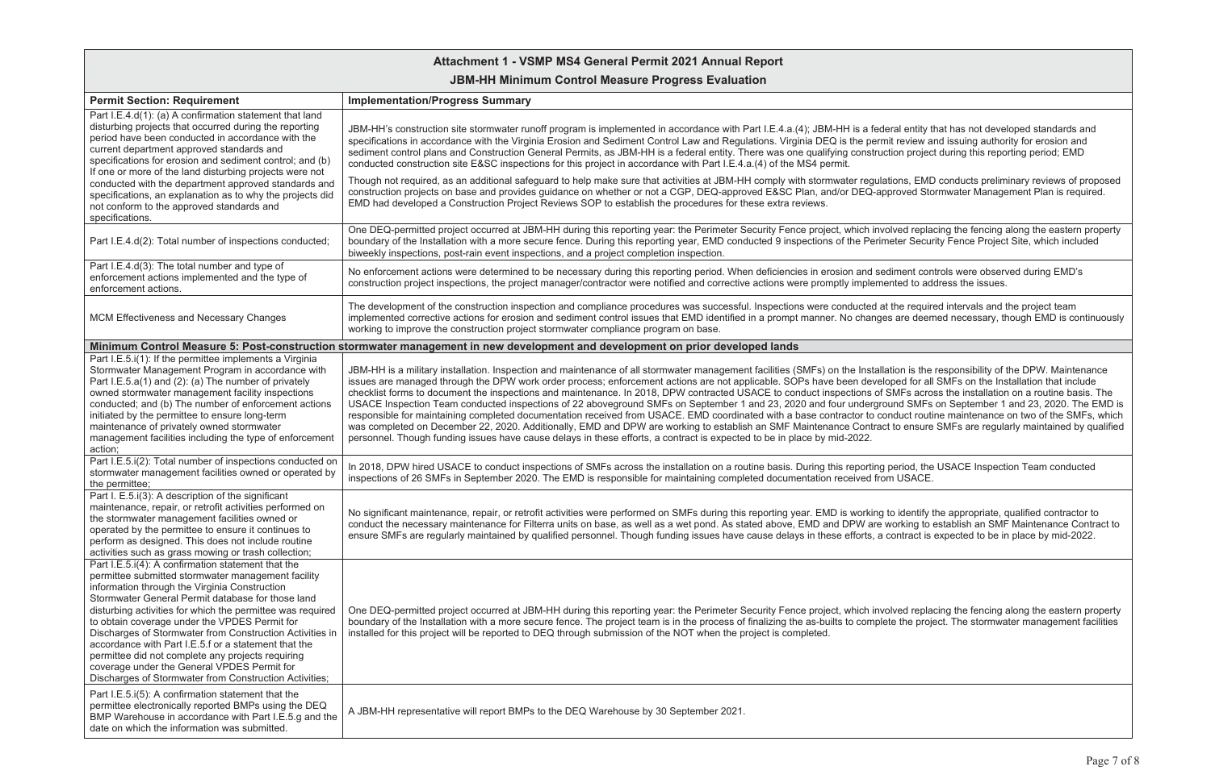| Attachment 1 - VSMP MS4 General Permit 2021 Annual Report<br>JBM-HH Minimum Control Measure Progress Evaluation | |
|---|---|
| **Permit Section: Requirement** | **Implementation/Progress Summary** |
| Part I.E.4.d(1): (a) A confirmation statement that land disturbing projects that occurred during the reporting period have been conducted in accordance with the current department approved standards and specifications for erosion and sediment control; and (b) If one or more of the land disturbing projects were not conducted with the department approved standards and specifications, an explanation as to why the projects did not conform to the approved standards and specifications. | JBM-HH's construction site stormwater runoff program is implemented in accordance with Part I.E.4.a.(4); JBM-HH is a federal entity that has not developed standards and specifications in accordance with the Virginia Erosion and Sediment Control Law and Regulations. Virginia DEQ is the permit review and issuing authority for erosion and sediment control plans and Construction General Permits, as JBM-HH is a federal entity. There was one qualifying construction project during this reporting period; EMD conducted construction site E&SC inspections for this project in accordance with Part I.E.4.a.(4) of the MS4 permit.<br><br>Though not required, as an additional safeguard to help make sure that activities at JBM-HH comply with stormwater regulations, EMD conducts preliminary reviews of proposed construction projects on base and provides guidance on whether or not a CGP, DEQ-approved E&SC Plan, and/or DEQ-approved Stormwater Management Plan is required. EMD had developed a Construction Project Reviews SOP to establish the procedures for these extra reviews. |
| Part I.E.4.d(2): Total number of inspections conducted; | One DEQ-permitted project occurred at JBM-HH during this reporting year: the Perimeter Security Fence project, which involved replacing the fencing along the eastern property boundary of the Installation with a more secure fence. During this reporting year, EMD conducted 9 inspections of the Perimeter Security Fence Project Site, which included biweekly inspections, post-rain event inspections, and a project completion inspection. |
| Part I.E.4.d(3): The total number and type of enforcement actions implemented and the type of enforcement actions. | No enforcement actions were determined to be necessary during this reporting period. When deficiencies in erosion and sediment controls were observed during EMD's construction project inspections, the project manager/contractor were notified and corrective actions were promptly implemented to address the issues. |
| MCM Effectiveness and Necessary Changes | The development of the construction inspection and compliance procedures was successful. Inspections were conducted at the required intervals and the project team implemented corrective actions for erosion and sediment control issues that EMD identified in a prompt manner. No changes are deemed necessary, though EMD is continuously working to improve the construction project stormwater compliance program on base. |
| **Minimum Control Measure 5: Post-construction stormwater management in new development and development on prior developed lands** | |
| Part I.E.5.i(1): If the permittee implements a Virginia Stormwater Management Program in accordance with Part I.E.5.a(1) and (2): (a) The number of privately owned stormwater management facility inspections conducted by the permittee and (b) The number of enforcement actions initiated by the permittee to ensure long-term maintenance of privately owned stormwater management facilities including the type of enforcement action; | JBM-HH is a military installation. Inspection and maintenance of all stormwater management facilities (SMFs) on the Installation is the responsibility of the DPW. Maintenance issues are managed through the DPW work order process; enforcement actions are not applicable. SOPs have been developed for all SMFs on the Installation that include checklist forms to document the inspections and maintenance. In 2018, DPW contracted USACE to conduct inspections of SMFs across the installation on a routine basis. The USACE Inspection Team conducted inspections of 22 aboveground SMFs on September 1 and 23, 2020 and four underground SMFs on September 1 and 23, 2020. The EMD is responsible for maintaining completed documentation received from USACE. EMD coordinated with a base contractor to conduct routine maintenance on two of the SMFs, which was completed on December 22, 2020. Additionally, EMD and DPW are working to establish an SMF Maintenance Contract to ensure SMFs are regularly maintained by qualified personnel. Though funding issues have cause delays in these efforts, a contract is expected to be in place by mid-2022. |
| Part I.E.5.i(2): Total number of inspections conducted on stormwater management facilities owned or operated by the permittee; | In 2018, DPW hired USACE to conduct inspections of SMFs across the installation on a routine basis. During this reporting period, the USACE Inspection Team conducted inspections of 26 SMFs in September 2020. The EMD is responsible for maintaining completed documentation received from USACE. |
| Part I. E.5.i(3): A description of the significant maintenance, repair, or retrofit activities performed on the stormwater management facilities owned or operated by the permittee to ensure it continues to perform as designed. This does not include routine activities such as grass mowing or trash collection; | No significant maintenance, repair, or retrofit activities were performed on SMFs during this reporting year. EMD is working to identify the appropriate, qualified contractor to conduct the necessary maintenance for Filterra units on base, as well as a wet pond. As stated above, EMD and DPW are working to establish an SMF Maintenance Contract to ensure SMFs are regularly maintained by qualified personnel. Though funding issues have cause delays in these efforts, a contract is expected to be in place by mid-2022. |
| Part I.E.5.i(4): A confirmation statement that the permittee submitted stormwater management facility information through the Virginia Construction Stormwater General Permit database for those land disturbing activities for which the permittee was required to obtain coverage under the VPDES Permit for Discharges of Stormwater from Construction Activities in accordance with Part I.E.5.f or a statement that the permittee did not complete any projects requiring coverage under the General VPDES Permit for Discharges of Stormwater from Construction Activities; | One DEQ-permitted project occurred at JBM-HH during this reporting year: the Perimeter Security Fence project, which involved replacing the fencing along the eastern property boundary of the Installation with a more secure fence. The project team is in the process of finalizing the as-builts to complete the project. The stormwater management facilities installed for this project will be reported to DEQ through submission of the NOT when the project is completed. |
| Part I.E.5.i(5): A confirmation statement that the permittee electronically reported BMPs using the DEQ BMP Warehouse in accordance with Part I.E.5.g and the date on which the information was submitted. | A JBM-HH representative will report BMPs to the DEQ Warehouse by 30 September 2021. |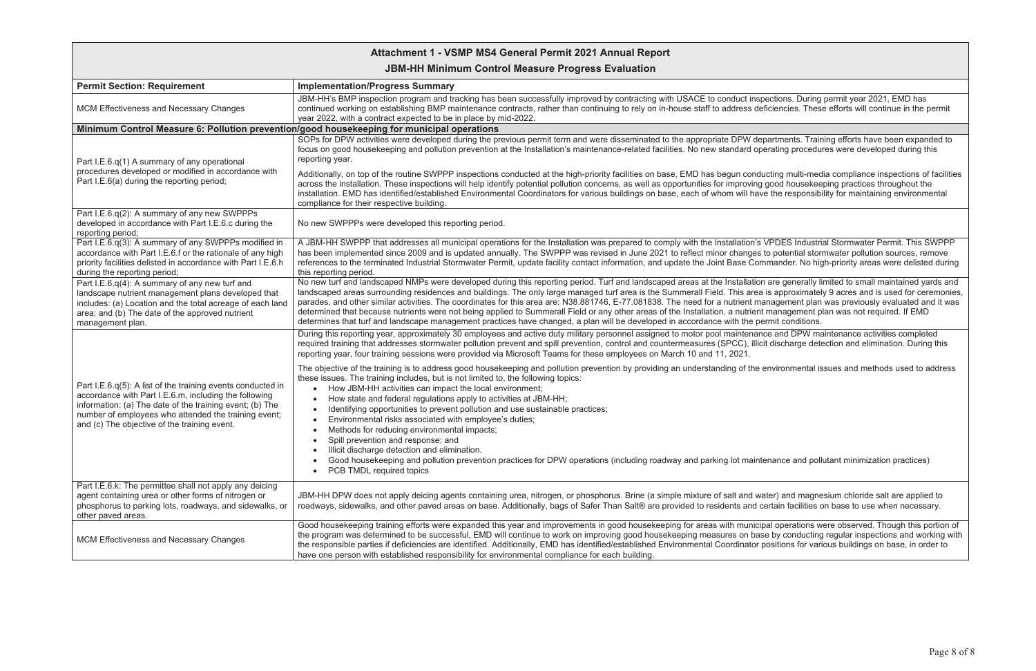# Attachment 1 - VSMP MS4 General Permit 2021 Annual Report

## JBM-HH Minimum Control Measure Progress Evaluation

| Permit Section: Requirement | Implementation/Progress Summary |
|---|---|
| MCM Effectiveness and Necessary Changes | JBM-HH's BMP inspection program and tracking has been successfully improved by contracting with USACE to conduct inspections. During permit year 2021, EMD has continued working on establishing BMP maintenance contracts, rather than continuing to rely on in-house staff to address deficiencies. These efforts will continue in the permit year 2022, with a contract expected to be in place by mid-2022. |
| **Minimum Control Measure 6: Pollution prevention/good housekeeping for municipal operations** | |
| Part I.E.6.q(1) A summary of any operational procedures developed or modified in accordance with Part I.E.6(a) during the reporting period; | SOPs for DPW activities were developed during the previous permit term and were disseminated to the appropriate DPW departments. Training efforts have been expanded to focus on good housekeeping and pollution prevention at the Installation's maintenance-related facilities. No new standard operating procedures were developed during this reporting year.<br><br>Additionally, on top of the routine SWPPP inspections conducted at the high-priority facilities on base, EMD has begun conducting multi-media compliance inspections of facilities across the installation. These inspections will help identify potential pollution concerns, as well as opportunities for improving good housekeeping practices throughout the installation. EMD has identified/established Environmental Coordinators for various buildings on base, each of whom will have the responsibility for maintaining environmental compliance for their respective building. |
| Part I.E.6.q(2): A summary of any new SWPPPs developed in accordance with Part I.E.6.c during the reporting period; | No new SWPPPs were developed this reporting period. |
| Part I.E.6.q(3): A summary of any SWPPPs modified in accordance with Part I.E.6.f or the rationale of any high priority facilities delisted in accordance with Part I.E.6.h during the reporting period; | A JBM-HH SWPPP that addresses all municipal operations for the Installation was prepared to comply with the Installation's VPDES Industrial Stormwater Permit. This SWPPP has been implemented since 2009 and is updated annually. The SWPPP was revised in June 2021 to reflect minor changes to potential stormwater pollution sources, remove references to the terminated Industrial Stormwater Permit, update facility contact information, and update the Joint Base Commander. No high-priority areas were delisted during this reporting period. |
| Part I.E.6.q(4): A summary of any new turf and landscape nutrient management plans developed that includes: (a) Location and the total acreage of each land area; and (b) The date of the approved nutrient management plan. | No new turf and landscaped NMPs were developed during this reporting period. Turf and landscaped areas at the Installation are generally limited to small maintained yards and landscaped areas surrounding residences and buildings. The only large managed turf area is the Summerall Field. This area is approximately 9 acres and is used for ceremonies, parades, and other similar activities. The coordinates for this area are: N38.881746, E-77.081838. The need for a nutrient management plan was previously evaluated and it was determined that because nutrients were not being applied to Summerall Field or any other areas of the Installation, a nutrient management plan was not required. If EMD determines that turf and landscape management practices have changed, a plan will be developed in accordance with the permit conditions. |
| Part I.E.6.q(5): A list of the training events conducted in accordance with Part I.E.6.m, including the following information: (a) The date of the training event; (b) The number of employees who attended the training event; and (c) The objective of the training event. | During this reporting year, approximately 30 employees and active duty military personnel assigned to motor pool maintenance and DPW maintenance activities completed required training that addresses stormwater pollution prevent and spill prevention, control and countermeasures (SPCC), illicit discharge detection and elimination. During this reporting year, four training sessions were provided via Microsoft Teams for these employees on March 10 and 11, 2021.<br><br>The objective of the training is to address good housekeeping and pollution prevention by providing an understanding of the environmental issues and methods used to address these issues. The training includes, but is not limited to, the following topics:<br>• How JBM-HH activities can impact the local environment;<br>• How state and federal regulations apply to activities at JBM-HH;<br>• Identifying opportunities to prevent pollution and use sustainable practices;<br>• Environmental risks associated with employee's duties;<br>• Methods for reducing environmental impacts;<br>• Spill prevention and response; and<br>• Illicit discharge detection and elimination.<br>• Good housekeeping and pollution prevention practices for DPW operations (including roadway and parking lot maintenance and pollutant minimization practices)<br>• PCB TMDL required topics |
| Part I.E.6.k: The permittee shall not apply any deicing agent containing urea or other forms of nitrogen or phosphorus to parking lots, roadways, and sidewalks, or other paved areas. | JBM-HH DPW does not apply deicing agents containing urea, nitrogen, or phosphorus. Brine (a simple mixture of salt and water) and magnesium chloride salt are applied to roadways, sidewalks, and other paved areas on base. Additionally, bags of Safer Than Salt® are provided to residents and certain facilities on base to use when necessary. |
| MCM Effectiveness and Necessary Changes | Good housekeeping training efforts were expanded this year and improvements in good housekeeping for areas with municipal operations were observed. Though this portion of the program was determined to be successful, EMD will continue to work on improving good housekeeping measures on base by conducting regular inspections and working with the responsible parties if deficiencies are identified. Additionally, EMD has identified/established Environmental Coordinator positions for various buildings on base, in order to have one person with established responsibility for environmental compliance for each building. |